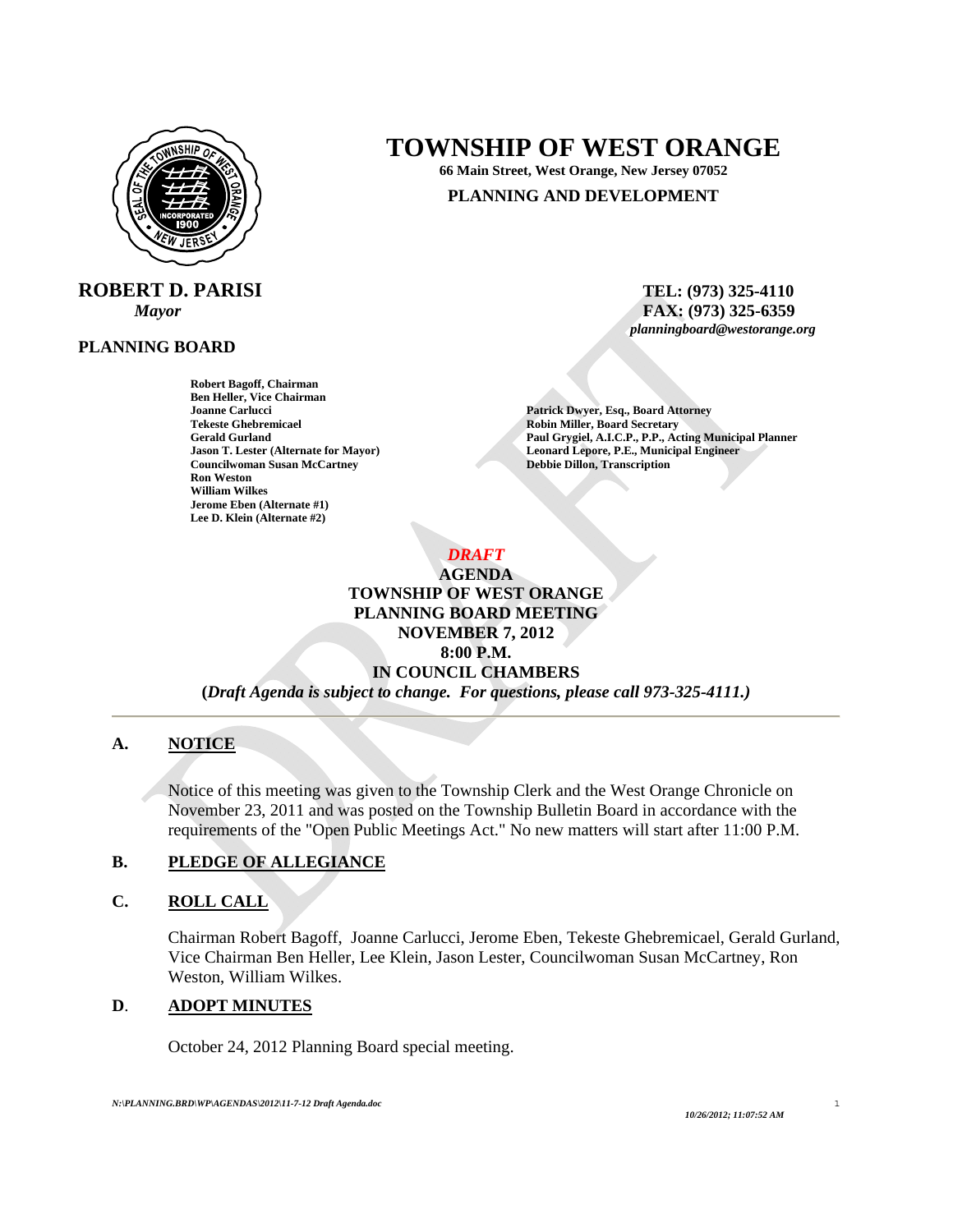# TOWNSHIP OF WEST ORANGE

**66 Main Street, West Orange, New Jersey 07052**

**PLANNING AND DEVELOPMENT**

**ROBERT D. PARISI**
*Mayor*

**TEL: (973) 325-4110**
**FAX: (973) 325-6359**
*planningboard@westorange.org*

**PLANNING BOARD**

**Robert Bagoff, Chairman**
**Ben Heller, Vice Chairman**
**Joanne Carlucci**
**Tekeste Ghebremicael**
**Gerald Gurland**
**Jason T. Lester (Alternate for Mayor)**
**Councilwoman Susan McCartney**
**Ron Weston**
**William Wilkes**
**Jerome Eben (Alternate #1)**
**Lee D. Klein (Alternate #2)**

**Patrick Dwyer, Esq., Board Attorney**
**Robin Miller, Board Secretary**
**Paul Grygiel, A.I.C.P., P.P., Acting Municipal Planner**
**Leonard Lepore, P.E., Municipal Engineer**
**Debbie Dillon, Transcription**

***DRAFT***

**AGENDA**
**TOWNSHIP OF WEST ORANGE**
**PLANNING BOARD MEETING**
**NOVEMBER 7, 2012**
**8:00 P.M.**
**IN COUNCIL CHAMBERS**
**(*Draft Agenda is subject to change. For questions, please call 973-325-4111.)***

---

## A. NOTICE

Notice of this meeting was given to the Township Clerk and the West Orange Chronicle on November 23, 2011 and was posted on the Township Bulletin Board in accordance with the requirements of the "Open Public Meetings Act." No new matters will start after 11:00 P.M.

## B. PLEDGE OF ALLEGIANCE

## C. ROLL CALL

Chairman Robert Bagoff, Joanne Carlucci, Jerome Eben, Tekeste Ghebremicael, Gerald Gurland, Vice Chairman Ben Heller, Lee Klein, Jason Lester, Councilwoman Susan McCartney, Ron Weston, William Wilkes.

## D. ADOPT MINUTES

October 24, 2012 Planning Board special meeting.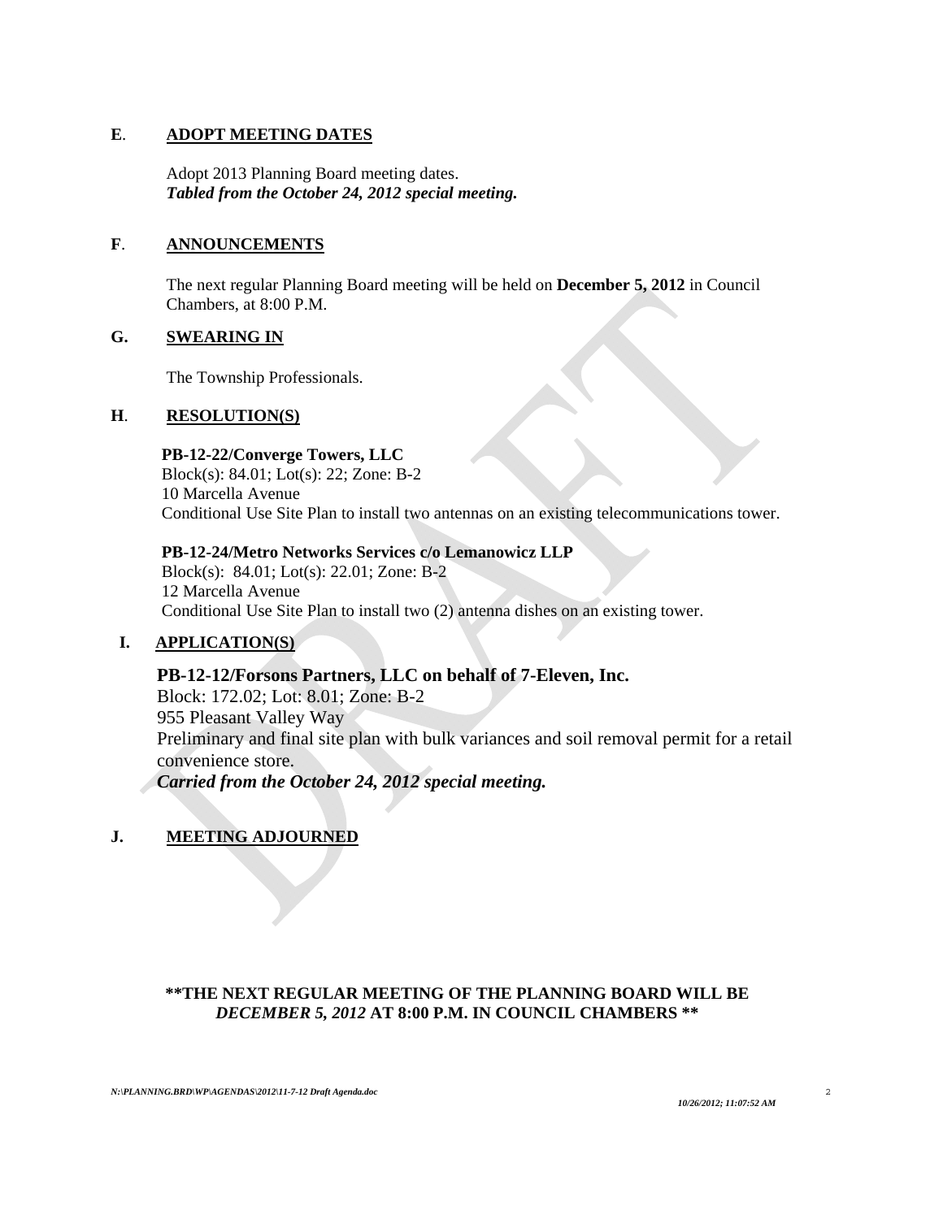## E. ADOPT MEETING DATES

Adopt 2013 Planning Board meeting dates.
***Tabled from the October 24, 2012 special meeting.***

## F. ANNOUNCEMENTS

The next regular Planning Board meeting will be held on **December 5, 2012** in Council Chambers, at 8:00 P.M.

## G. SWEARING IN

The Township Professionals.

## H. RESOLUTION(S)

**PB-12-22/Converge Towers, LLC**
Block(s): 84.01; Lot(s): 22; Zone: B-2
10 Marcella Avenue
Conditional Use Site Plan to install two antennas on an existing telecommunications tower.

**PB-12-24/Metro Networks Services c/o Lemanowicz LLP**
Block(s): 84.01; Lot(s): 22.01; Zone: B-2
12 Marcella Avenue
Conditional Use Site Plan to install two (2) antenna dishes on an existing tower.

## I. APPLICATION(S)

**PB-12-12/Forsons Partners, LLC on behalf of 7-Eleven, Inc.**
Block: 172.02; Lot: 8.01; Zone: B-2
955 Pleasant Valley Way
Preliminary and final site plan with bulk variances and soil removal permit for a retail convenience store.
***Carried from the October 24, 2012 special meeting.***

## J. MEETING ADJOURNED

**\*\*THE NEXT REGULAR MEETING OF THE PLANNING BOARD WILL BE *DECEMBER 5, 2012* AT 8:00 P.M. IN COUNCIL CHAMBERS \*\***